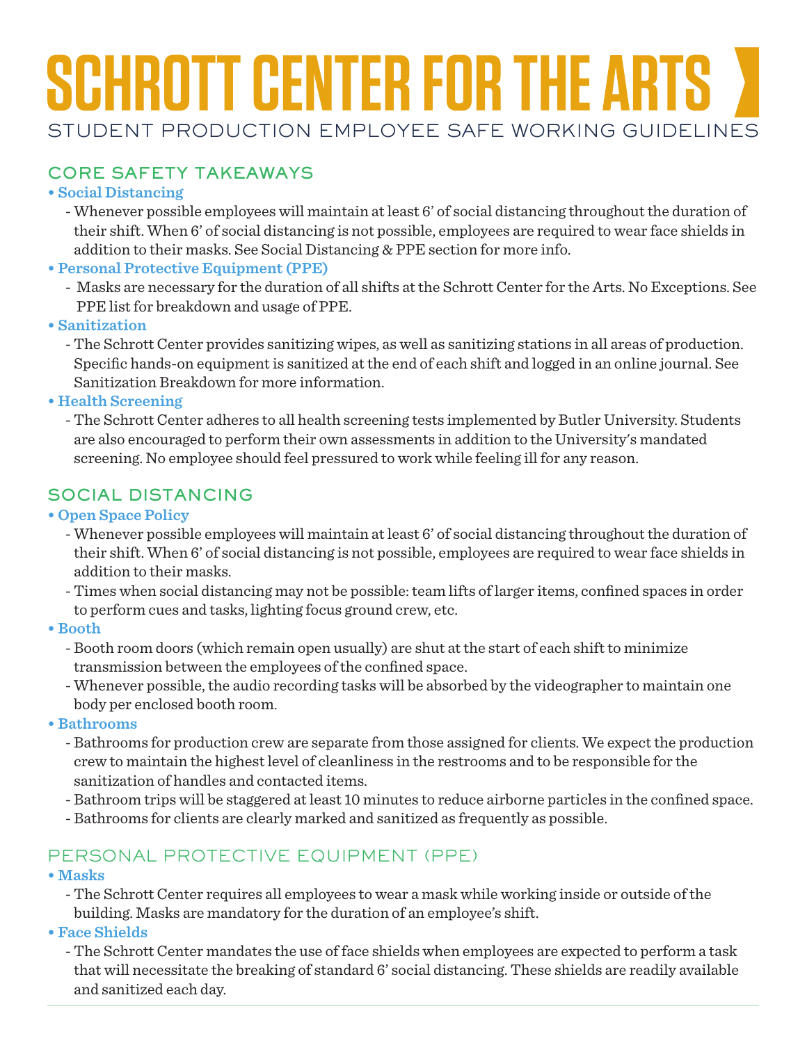# SCHROTT CENTER FOR THE ARTS

STUDENT PRODUCTION EMPLOYEE SAFE WORKING GUIDELINES

## CORE SAFETY TAKEAWAYS

- **Social Distancing**
  - Whenever possible employees will maintain at least 6' of social distancing throughout the duration of their shift. When 6' of social distancing is not possible, employees are required to wear face shields in addition to their masks. See Social Distancing & PPE section for more info.
- **Personal Protective Equipment (PPE)**
  - Masks are necessary for the duration of all shifts at the Schrott Center for the Arts. No Exceptions. See PPE list for breakdown and usage of PPE.
- **Sanitization**
  - The Schrott Center provides sanitizing wipes, as well as sanitizing stations in all areas of production. Specific hands-on equipment is sanitized at the end of each shift and logged in an online journal. See Sanitization Breakdown for more information.
- **Health Screening**
  - The Schrott Center adheres to all health screening tests implemented by Butler University. Students are also encouraged to perform their own assessments in addition to the University's mandated screening. No employee should feel pressured to work while feeling ill for any reason.

## SOCIAL DISTANCING

- **Open Space Policy**
  - Whenever possible employees will maintain at least 6' of social distancing throughout the duration of their shift. When 6' of social distancing is not possible, employees are required to wear face shields in addition to their masks.
  - Times when social distancing may not be possible: team lifts of larger items, confined spaces in order to perform cues and tasks, lighting focus ground crew, etc.
- **Booth**
  - Booth room doors (which remain open usually) are shut at the start of each shift to minimize transmission between the employees of the confined space.
  - Whenever possible, the audio recording tasks will be absorbed by the videographer to maintain one body per enclosed booth room.
- **Bathrooms**
  - Bathrooms for production crew are separate from those assigned for clients. We expect the production crew to maintain the highest level of cleanliness in the restrooms and to be responsible for the sanitization of handles and contacted items.
  - Bathroom trips will be staggered at least 10 minutes to reduce airborne particles in the confined space.
  - Bathrooms for clients are clearly marked and sanitized as frequently as possible.

## PERSONAL PROTECTIVE EQUIPMENT (PPE)

- **Masks**
  - The Schrott Center requires all employees to wear a mask while working inside or outside of the building. Masks are mandatory for the duration of an employee's shift.
- **Face Shields**
  - The Schrott Center mandates the use of face shields when employees are expected to perform a task that will necessitate the breaking of standard 6' social distancing. These shields are readily available and sanitized each day.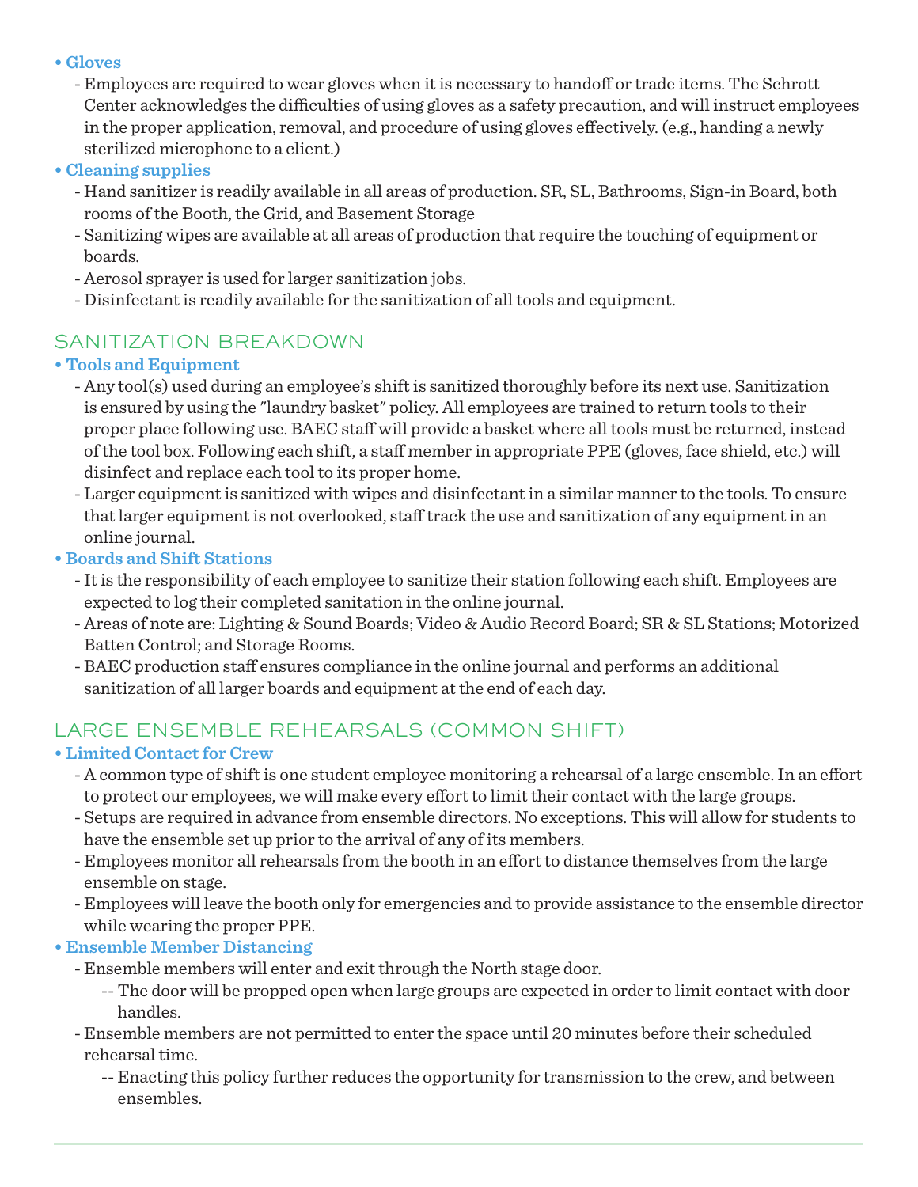- **Gloves**
  - Employees are required to wear gloves when it is necessary to handoff or trade items. The Schrott Center acknowledges the difficulties of using gloves as a safety precaution, and will instruct employees in the proper application, removal, and procedure of using gloves effectively. (e.g., handing a newly sterilized microphone to a client.)
- **Cleaning supplies**
  - Hand sanitizer is readily available in all areas of production. SR, SL, Bathrooms, Sign-in Board, both rooms of the Booth, the Grid, and Basement Storage
  - Sanitizing wipes are available at all areas of production that require the touching of equipment or boards.
  - Aerosol sprayer is used for larger sanitization jobs.
  - Disinfectant is readily available for the sanitization of all tools and equipment.

## SANITIZATION BREAKDOWN

- **Tools and Equipment**
  - Any tool(s) used during an employee's shift is sanitized thoroughly before its next use. Sanitization is ensured by using the "laundry basket" policy. All employees are trained to return tools to their proper place following use. BAEC staff will provide a basket where all tools must be returned, instead of the tool box. Following each shift, a staff member in appropriate PPE (gloves, face shield, etc.) will disinfect and replace each tool to its proper home.
  - Larger equipment is sanitized with wipes and disinfectant in a similar manner to the tools. To ensure that larger equipment is not overlooked, staff track the use and sanitization of any equipment in an online journal.
- **Boards and Shift Stations**
  - It is the responsibility of each employee to sanitize their station following each shift. Employees are expected to log their completed sanitation in the online journal.
  - Areas of note are: Lighting & Sound Boards; Video & Audio Record Board; SR & SL Stations; Motorized Batten Control; and Storage Rooms.
  - BAEC production staff ensures compliance in the online journal and performs an additional sanitization of all larger boards and equipment at the end of each day.

## LARGE ENSEMBLE REHEARSALS (COMMON SHIFT)

- **Limited Contact for Crew**
  - A common type of shift is one student employee monitoring a rehearsal of a large ensemble. In an effort to protect our employees, we will make every effort to limit their contact with the large groups.
  - Setups are required in advance from ensemble directors. No exceptions. This will allow for students to have the ensemble set up prior to the arrival of any of its members.
  - Employees monitor all rehearsals from the booth in an effort to distance themselves from the large ensemble on stage.
  - Employees will leave the booth only for emergencies and to provide assistance to the ensemble director while wearing the proper PPE.
- **Ensemble Member Distancing**
  - Ensemble members will enter and exit through the North stage door.
    - The door will be propped open when large groups are expected in order to limit contact with door handles.
  - Ensemble members are not permitted to enter the space until 20 minutes before their scheduled rehearsal time.
    - Enacting this policy further reduces the opportunity for transmission to the crew, and between ensembles.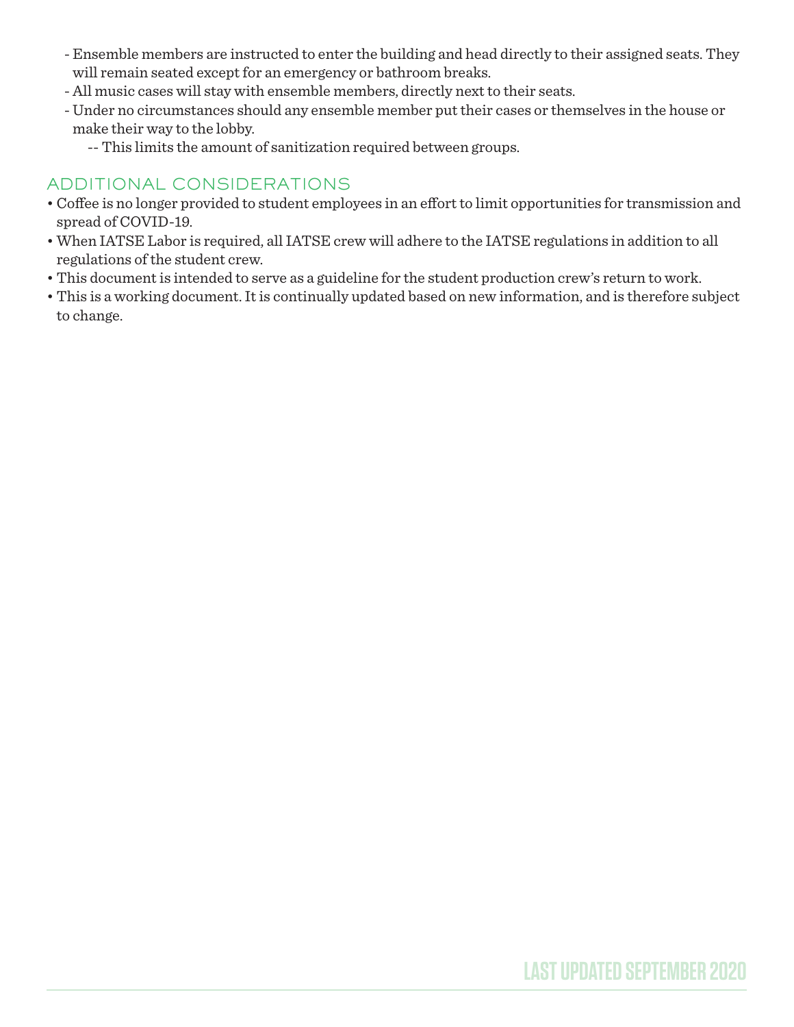- Ensemble members are instructed to enter the building and head directly to their assigned seats. They will remain seated except for an emergency or bathroom breaks.
- All music cases will stay with ensemble members, directly next to their seats.
- Under no circumstances should any ensemble member put their cases or themselves in the house or make their way to the lobby.
  - This limits the amount of sanitization required between groups.

## ADDITIONAL CONSIDERATIONS

- Coffee is no longer provided to student employees in an effort to limit opportunities for transmission and spread of COVID-19.
- When IATSE Labor is required, all IATSE crew will adhere to the IATSE regulations in addition to all regulations of the student crew.
- This document is intended to serve as a guideline for the student production crew's return to work.
- This is a working document. It is continually updated based on new information, and is therefore subject to change.

LAST UPDATED SEPTEMBER 2020